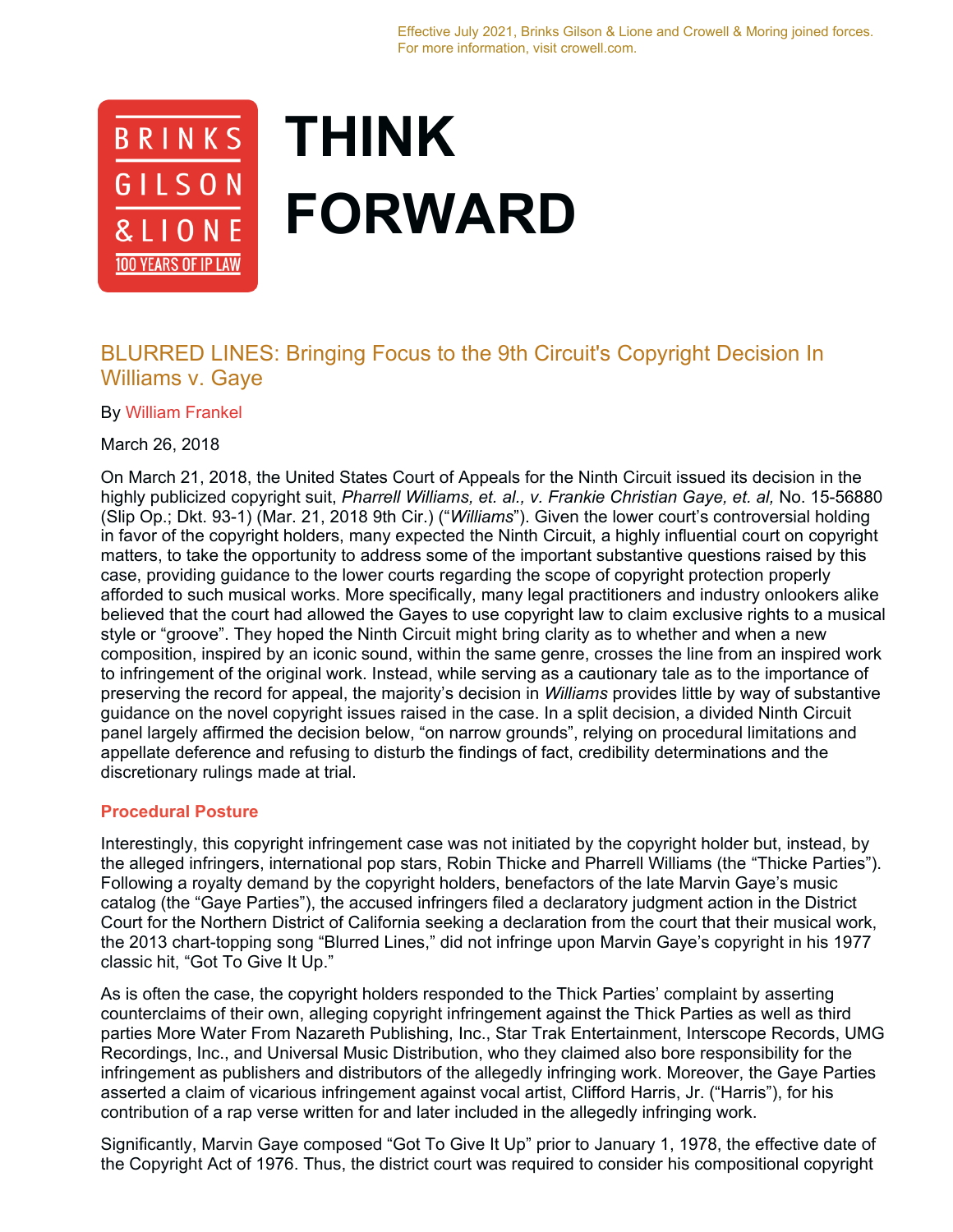Effective July 2021, Brinks Gilson & Lione and Crowell & Moring joined forces.
For more information, visit crowell.com.

BRINKS GILSON & LIONE
100 YEARS OF IP LAW

# THINK FORWARD

## BLURRED LINES: Bringing Focus to the 9th Circuit's Copyright Decision In Williams v. Gaye

By William Frankel

March 26, 2018

On March 21, 2018, the United States Court of Appeals for the Ninth Circuit issued its decision in the highly publicized copyright suit, *Pharrell Williams, et. al., v. Frankie Christian Gaye, et. al,* No. 15-56880 (Slip Op.; Dkt. 93-1) (Mar. 21, 2018 9th Cir.) ("*Williams*"). Given the lower court's controversial holding in favor of the copyright holders, many expected the Ninth Circuit, a highly influential court on copyright matters, to take the opportunity to address some of the important substantive questions raised by this case, providing guidance to the lower courts regarding the scope of copyright protection properly afforded to such musical works. More specifically, many legal practitioners and industry onlookers alike believed that the court had allowed the Gayes to use copyright law to claim exclusive rights to a musical style or "groove". They hoped the Ninth Circuit might bring clarity as to whether and when a new composition, inspired by an iconic sound, within the same genre, crosses the line from an inspired work to infringement of the original work. Instead, while serving as a cautionary tale as to the importance of preserving the record for appeal, the majority's decision in *Williams* provides little by way of substantive guidance on the novel copyright issues raised in the case. In a split decision, a divided Ninth Circuit panel largely affirmed the decision below, "on narrow grounds", relying on procedural limitations and appellate deference and refusing to disturb the findings of fact, credibility determinations and the discretionary rulings made at trial.

### Procedural Posture

Interestingly, this copyright infringement case was not initiated by the copyright holder but, instead, by the alleged infringers, international pop stars, Robin Thicke and Pharrell Williams (the "Thicke Parties"). Following a royalty demand by the copyright holders, benefactors of the late Marvin Gaye's music catalog (the "Gaye Parties"), the accused infringers filed a declaratory judgment action in the District Court for the Northern District of California seeking a declaration from the court that their musical work, the 2013 chart-topping song "Blurred Lines," did not infringe upon Marvin Gaye's copyright in his 1977 classic hit, "Got To Give It Up."

As is often the case, the copyright holders responded to the Thick Parties' complaint by asserting counterclaims of their own, alleging copyright infringement against the Thick Parties as well as third parties More Water From Nazareth Publishing, Inc., Star Trak Entertainment, Interscope Records, UMG Recordings, Inc., and Universal Music Distribution, who they claimed also bore responsibility for the infringement as publishers and distributors of the allegedly infringing work. Moreover, the Gaye Parties asserted a claim of vicarious infringement against vocal artist, Clifford Harris, Jr. ("Harris"), for his contribution of a rap verse written for and later included in the allegedly infringing work.

Significantly, Marvin Gaye composed "Got To Give It Up" prior to January 1, 1978, the effective date of the Copyright Act of 1976. Thus, the district court was required to consider his compositional copyright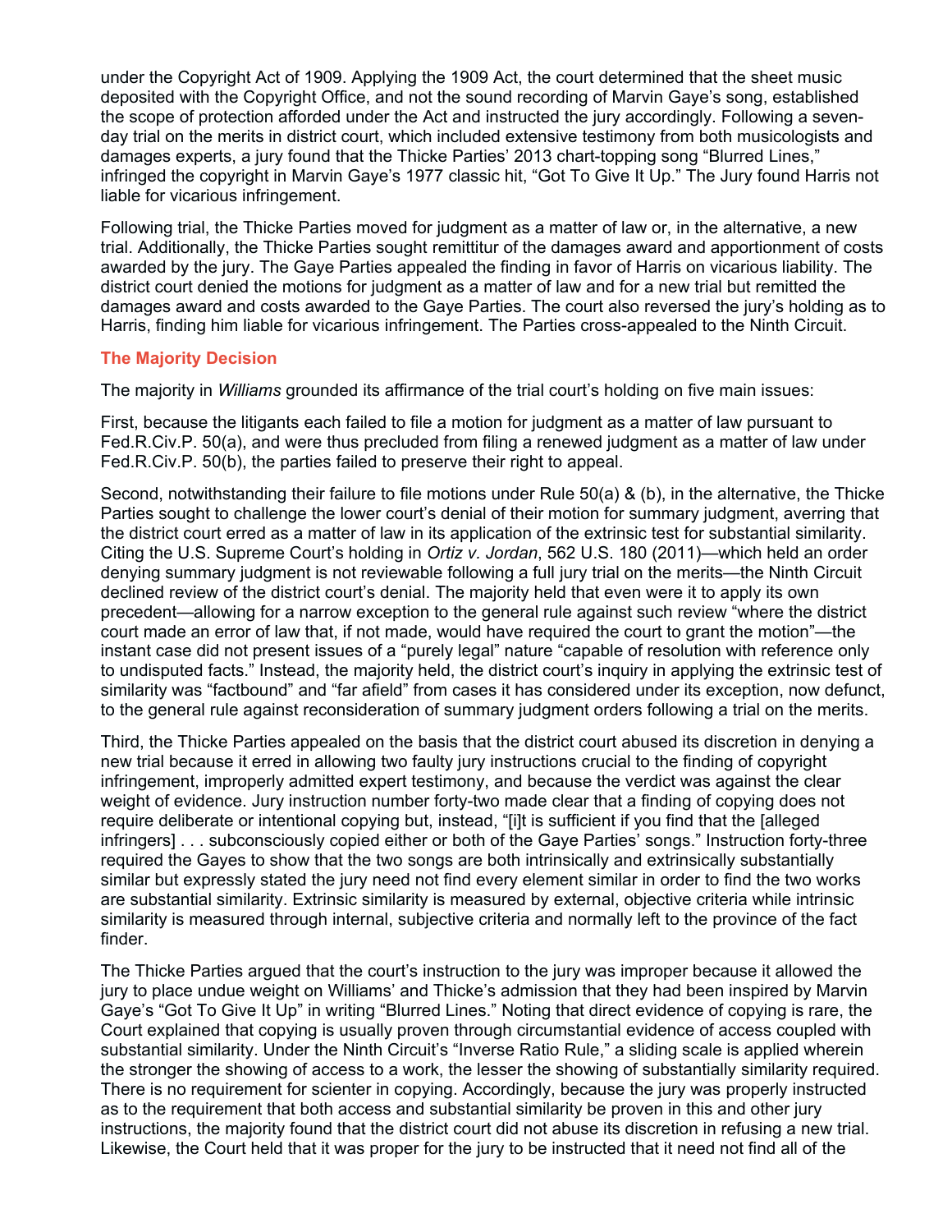under the Copyright Act of 1909. Applying the 1909 Act, the court determined that the sheet music deposited with the Copyright Office, and not the sound recording of Marvin Gaye's song, established the scope of protection afforded under the Act and instructed the jury accordingly. Following a seven-day trial on the merits in district court, which included extensive testimony from both musicologists and damages experts, a jury found that the Thicke Parties' 2013 chart-topping song "Blurred Lines," infringed the copyright in Marvin Gaye's 1977 classic hit, "Got To Give It Up." The Jury found Harris not liable for vicarious infringement.

Following trial, the Thicke Parties moved for judgment as a matter of law or, in the alternative, a new trial. Additionally, the Thicke Parties sought remittitur of the damages award and apportionment of costs awarded by the jury. The Gaye Parties appealed the finding in favor of Harris on vicarious liability. The district court denied the motions for judgment as a matter of law and for a new trial but remitted the damages award and costs awarded to the Gaye Parties. The court also reversed the jury's holding as to Harris, finding him liable for vicarious infringement. The Parties cross-appealed to the Ninth Circuit.

## The Majority Decision

The majority in *Williams* grounded its affirmance of the trial court's holding on five main issues:

First, because the litigants each failed to file a motion for judgment as a matter of law pursuant to Fed.R.Civ.P. 50(a), and were thus precluded from filing a renewed judgment as a matter of law under Fed.R.Civ.P. 50(b), the parties failed to preserve their right to appeal.

Second, notwithstanding their failure to file motions under Rule 50(a) & (b), in the alternative, the Thicke Parties sought to challenge the lower court's denial of their motion for summary judgment, averring that the district court erred as a matter of law in its application of the extrinsic test for substantial similarity. Citing the U.S. Supreme Court's holding in *Ortiz v. Jordan*, 562 U.S. 180 (2011)—which held an order denying summary judgment is not reviewable following a full jury trial on the merits—the Ninth Circuit declined review of the district court's denial. The majority held that even were it to apply its own precedent—allowing for a narrow exception to the general rule against such review "where the district court made an error of law that, if not made, would have required the court to grant the motion"—the instant case did not present issues of a "purely legal" nature "capable of resolution with reference only to undisputed facts." Instead, the majority held, the district court's inquiry in applying the extrinsic test of similarity was "factbound" and "far afield" from cases it has considered under its exception, now defunct, to the general rule against reconsideration of summary judgment orders following a trial on the merits.

Third, the Thicke Parties appealed on the basis that the district court abused its discretion in denying a new trial because it erred in allowing two faulty jury instructions crucial to the finding of copyright infringement, improperly admitted expert testimony, and because the verdict was against the clear weight of evidence. Jury instruction number forty-two made clear that a finding of copying does not require deliberate or intentional copying but, instead, "[i]t is sufficient if you find that the [alleged infringers] . . . subconsciously copied either or both of the Gaye Parties' songs." Instruction forty-three required the Gayes to show that the two songs are both intrinsically and extrinsically substantially similar but expressly stated the jury need not find every element similar in order to find the two works are substantial similarity. Extrinsic similarity is measured by external, objective criteria while intrinsic similarity is measured through internal, subjective criteria and normally left to the province of the fact finder.

The Thicke Parties argued that the court's instruction to the jury was improper because it allowed the jury to place undue weight on Williams' and Thicke's admission that they had been inspired by Marvin Gaye's "Got To Give It Up" in writing "Blurred Lines." Noting that direct evidence of copying is rare, the Court explained that copying is usually proven through circumstantial evidence of access coupled with substantial similarity. Under the Ninth Circuit's "Inverse Ratio Rule," a sliding scale is applied wherein the stronger the showing of access to a work, the lesser the showing of substantially similarity required. There is no requirement for scienter in copying. Accordingly, because the jury was properly instructed as to the requirement that both access and substantial similarity be proven in this and other jury instructions, the majority found that the district court did not abuse its discretion in refusing a new trial. Likewise, the Court held that it was proper for the jury to be instructed that it need not find all of the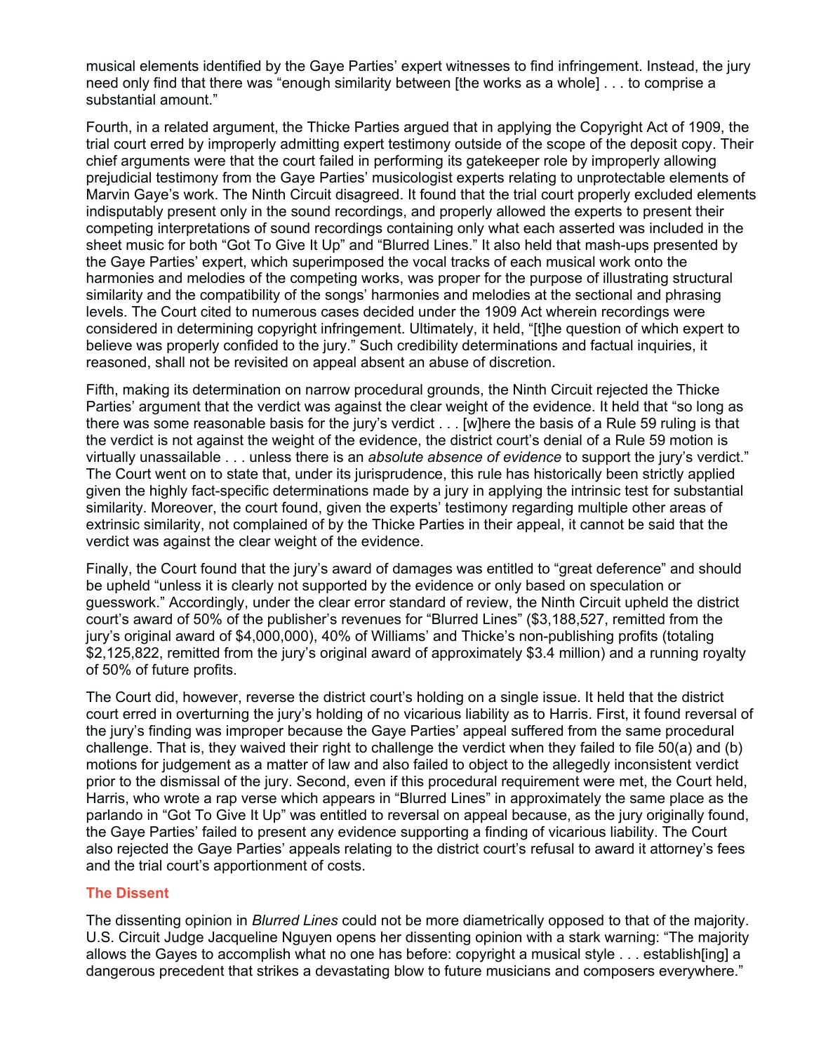musical elements identified by the Gaye Parties' expert witnesses to find infringement. Instead, the jury need only find that there was "enough similarity between [the works as a whole] . . . to comprise a substantial amount."

Fourth, in a related argument, the Thicke Parties argued that in applying the Copyright Act of 1909, the trial court erred by improperly admitting expert testimony outside of the scope of the deposit copy. Their chief arguments were that the court failed in performing its gatekeeper role by improperly allowing prejudicial testimony from the Gaye Parties' musicologist experts relating to unprotectable elements of Marvin Gaye's work. The Ninth Circuit disagreed. It found that the trial court properly excluded elements indisputably present only in the sound recordings, and properly allowed the experts to present their competing interpretations of sound recordings containing only what each asserted was included in the sheet music for both "Got To Give It Up" and "Blurred Lines." It also held that mash-ups presented by the Gaye Parties' expert, which superimposed the vocal tracks of each musical work onto the harmonies and melodies of the competing works, was proper for the purpose of illustrating structural similarity and the compatibility of the songs' harmonies and melodies at the sectional and phrasing levels. The Court cited to numerous cases decided under the 1909 Act wherein recordings were considered in determining copyright infringement. Ultimately, it held, "[t]he question of which expert to believe was properly confided to the jury." Such credibility determinations and factual inquiries, it reasoned, shall not be revisited on appeal absent an abuse of discretion.

Fifth, making its determination on narrow procedural grounds, the Ninth Circuit rejected the Thicke Parties' argument that the verdict was against the clear weight of the evidence. It held that "so long as there was some reasonable basis for the jury's verdict . . . [w]here the basis of a Rule 59 ruling is that the verdict is not against the weight of the evidence, the district court's denial of a Rule 59 motion is virtually unassailable . . . unless there is an *absolute absence of evidence* to support the jury's verdict." The Court went on to state that, under its jurisprudence, this rule has historically been strictly applied given the highly fact-specific determinations made by a jury in applying the intrinsic test for substantial similarity. Moreover, the court found, given the experts' testimony regarding multiple other areas of extrinsic similarity, not complained of by the Thicke Parties in their appeal, it cannot be said that the verdict was against the clear weight of the evidence.

Finally, the Court found that the jury's award of damages was entitled to "great deference" and should be upheld "unless it is clearly not supported by the evidence or only based on speculation or guesswork." Accordingly, under the clear error standard of review, the Ninth Circuit upheld the district court's award of 50% of the publisher's revenues for "Blurred Lines" ($3,188,527, remitted from the jury's original award of $4,000,000), 40% of Williams' and Thicke's non-publishing profits (totaling $2,125,822, remitted from the jury's original award of approximately $3.4 million) and a running royalty of 50% of future profits.

The Court did, however, reverse the district court's holding on a single issue. It held that the district court erred in overturning the jury's holding of no vicarious liability as to Harris. First, it found reversal of the jury's finding was improper because the Gaye Parties' appeal suffered from the same procedural challenge. That is, they waived their right to challenge the verdict when they failed to file 50(a) and (b) motions for judgement as a matter of law and also failed to object to the allegedly inconsistent verdict prior to the dismissal of the jury. Second, even if this procedural requirement were met, the Court held, Harris, who wrote a rap verse which appears in "Blurred Lines" in approximately the same place as the parlando in "Got To Give It Up" was entitled to reversal on appeal because, as the jury originally found, the Gaye Parties' failed to present any evidence supporting a finding of vicarious liability. The Court also rejected the Gaye Parties' appeals relating to the district court's refusal to award it attorney's fees and the trial court's apportionment of costs.

## The Dissent

The dissenting opinion in *Blurred Lines* could not be more diametrically opposed to that of the majority. U.S. Circuit Judge Jacqueline Nguyen opens her dissenting opinion with a stark warning: "The majority allows the Gayes to accomplish what no one has before: copyright a musical style . . . establish[ing] a dangerous precedent that strikes a devastating blow to future musicians and composers everywhere."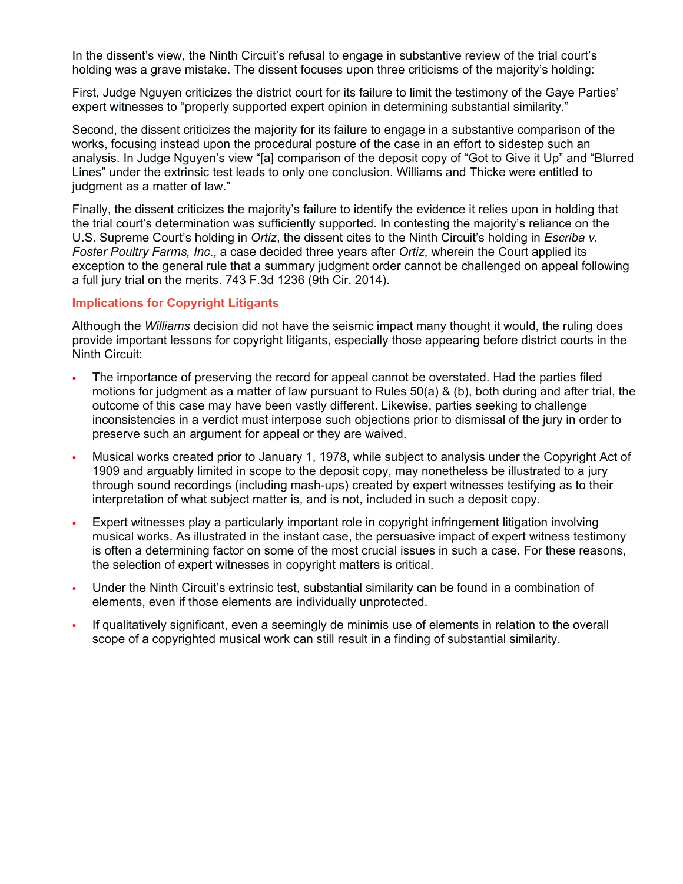In the dissent's view, the Ninth Circuit's refusal to engage in substantive review of the trial court's holding was a grave mistake. The dissent focuses upon three criticisms of the majority's holding:

First, Judge Nguyen criticizes the district court for its failure to limit the testimony of the Gaye Parties' expert witnesses to "properly supported expert opinion in determining substantial similarity."

Second, the dissent criticizes the majority for its failure to engage in a substantive comparison of the works, focusing instead upon the procedural posture of the case in an effort to sidestep such an analysis. In Judge Nguyen's view "[a] comparison of the deposit copy of "Got to Give it Up" and "Blurred Lines" under the extrinsic test leads to only one conclusion. Williams and Thicke were entitled to judgment as a matter of law."

Finally, the dissent criticizes the majority's failure to identify the evidence it relies upon in holding that the trial court's determination was sufficiently supported. In contesting the majority's reliance on the U.S. Supreme Court's holding in *Ortiz*, the dissent cites to the Ninth Circuit's holding in *Escriba v. Foster Poultry Farms, Inc*., a case decided three years after *Ortiz*, wherein the Court applied its exception to the general rule that a summary judgment order cannot be challenged on appeal following a full jury trial on the merits. 743 F.3d 1236 (9th Cir. 2014).

### Implications for Copyright Litigants

Although the *Williams* decision did not have the seismic impact many thought it would, the ruling does provide important lessons for copyright litigants, especially those appearing before district courts in the Ninth Circuit:

- The importance of preserving the record for appeal cannot be overstated. Had the parties filed motions for judgment as a matter of law pursuant to Rules 50(a) & (b), both during and after trial, the outcome of this case may have been vastly different. Likewise, parties seeking to challenge inconsistencies in a verdict must interpose such objections prior to dismissal of the jury in order to preserve such an argument for appeal or they are waived.
- Musical works created prior to January 1, 1978, while subject to analysis under the Copyright Act of 1909 and arguably limited in scope to the deposit copy, may nonetheless be illustrated to a jury through sound recordings (including mash-ups) created by expert witnesses testifying as to their interpretation of what subject matter is, and is not, included in such a deposit copy.
- Expert witnesses play a particularly important role in copyright infringement litigation involving musical works. As illustrated in the instant case, the persuasive impact of expert witness testimony is often a determining factor on some of the most crucial issues in such a case. For these reasons, the selection of expert witnesses in copyright matters is critical.
- Under the Ninth Circuit's extrinsic test, substantial similarity can be found in a combination of elements, even if those elements are individually unprotected.
- If qualitatively significant, even a seemingly de minimis use of elements in relation to the overall scope of a copyrighted musical work can still result in a finding of substantial similarity.